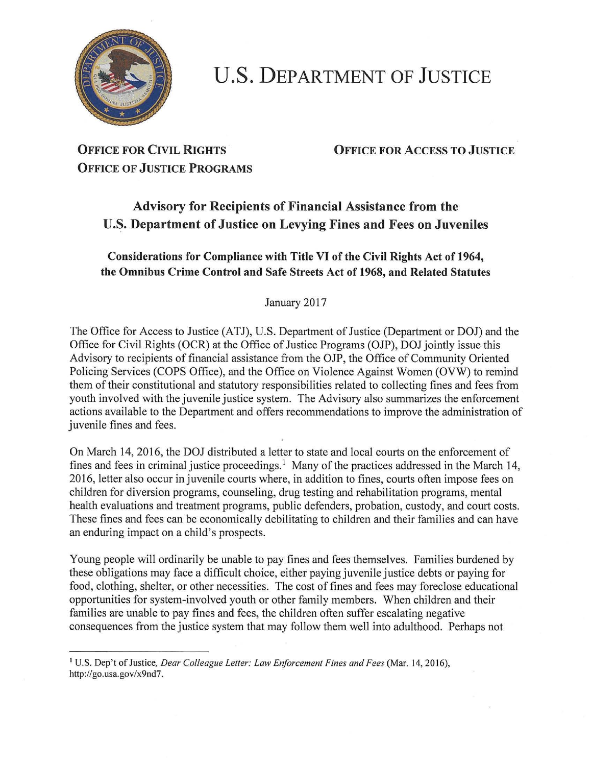# U.S. Department of Justice

**Office for Civil Rights**
**Office of Justice Programs**

**Office for Access to Justice**

## Advisory for Recipients of Financial Assistance from the U.S. Department of Justice on Levying Fines and Fees on Juveniles

### Considerations for Compliance with Title VI of the Civil Rights Act of 1964, the Omnibus Crime Control and Safe Streets Act of 1968, and Related Statutes

January 2017

The Office for Access to Justice (ATJ), U.S. Department of Justice (Department or DOJ) and the Office for Civil Rights (OCR) at the Office of Justice Programs (OJP), DOJ jointly issue this Advisory to recipients of financial assistance from the OJP, the Office of Community Oriented Policing Services (COPS Office), and the Office on Violence Against Women (OVW) to remind them of their constitutional and statutory responsibilities related to collecting fines and fees from youth involved with the juvenile justice system. The Advisory also summarizes the enforcement actions available to the Department and offers recommendations to improve the administration of juvenile fines and fees.

On March 14, 2016, the DOJ distributed a letter to state and local courts on the enforcement of fines and fees in criminal justice proceedings.[1] Many of the practices addressed in the March 14, 2016, letter also occur in juvenile courts where, in addition to fines, courts often impose fees on children for diversion programs, counseling, drug testing and rehabilitation programs, mental health evaluations and treatment programs, public defenders, probation, custody, and court costs. These fines and fees can be economically debilitating to children and their families and can have an enduring impact on a child's prospects.

Young people will ordinarily be unable to pay fines and fees themselves. Families burdened by these obligations may face a difficult choice, either paying juvenile justice debts or paying for food, clothing, shelter, or other necessities. The cost of fines and fees may foreclose educational opportunities for system-involved youth or other family members. When children and their families are unable to pay fines and fees, the children often suffer escalating negative consequences from the justice system that may follow them well into adulthood. Perhaps not

---

[1] U.S. Dep't of Justice, *Dear Colleague Letter: Law Enforcement Fines and Fees* (Mar. 14, 2016), http://go.usa.gov/x9nd7.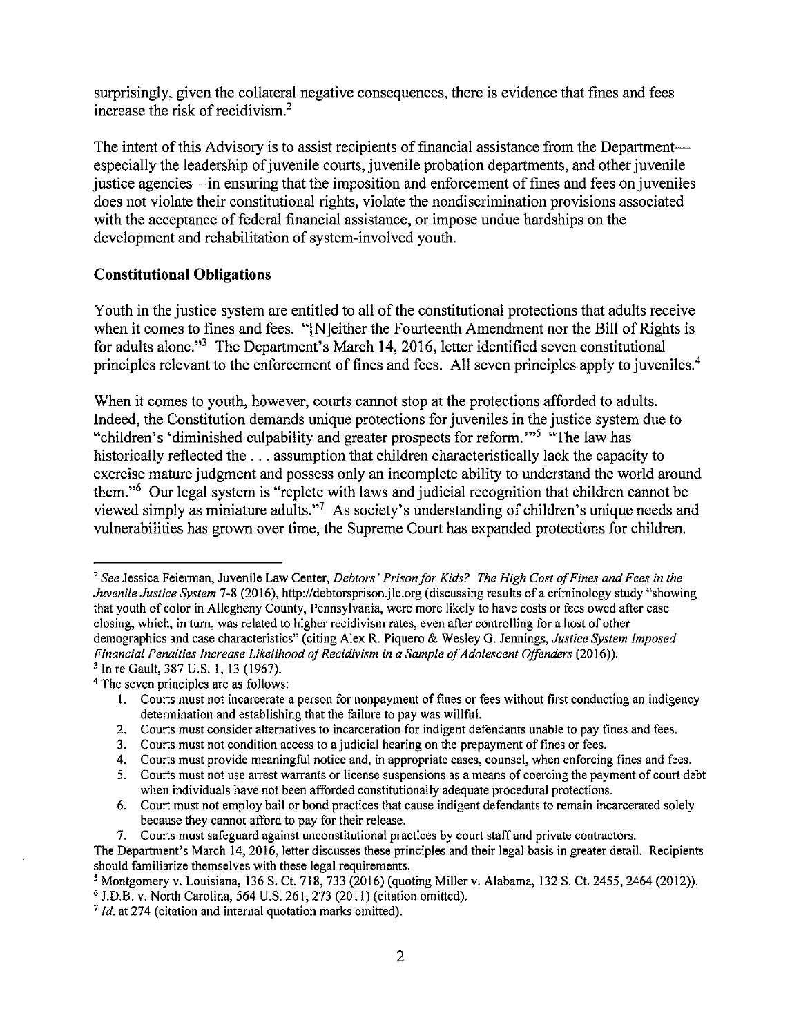surprisingly, given the collateral negative consequences, there is evidence that fines and fees increase the risk of recidivism.[2]

The intent of this Advisory is to assist recipients of financial assistance from the Department—especially the leadership of juvenile courts, juvenile probation departments, and other juvenile justice agencies—in ensuring that the imposition and enforcement of fines and fees on juveniles does not violate their constitutional rights, violate the nondiscrimination provisions associated with the acceptance of federal financial assistance, or impose undue hardships on the development and rehabilitation of system-involved youth.

## Constitutional Obligations

Youth in the justice system are entitled to all of the constitutional protections that adults receive when it comes to fines and fees. "[N]either the Fourteenth Amendment nor the Bill of Rights is for adults alone."[3] The Department's March 14, 2016, letter identified seven constitutional principles relevant to the enforcement of fines and fees. All seven principles apply to juveniles.[4]

When it comes to youth, however, courts cannot stop at the protections afforded to adults. Indeed, the Constitution demands unique protections for juveniles in the justice system due to "children's 'diminished culpability and greater prospects for reform.'"[5] "The law has historically reflected the . . . assumption that children characteristically lack the capacity to exercise mature judgment and possess only an incomplete ability to understand the world around them."[6] Our legal system is "replete with laws and judicial recognition that children cannot be viewed simply as miniature adults."[7] As society's understanding of children's unique needs and vulnerabilities has grown over time, the Supreme Court has expanded protections for children.

---

[2] *See* Jessica Feierman, Juvenile Law Center, *Debtors' Prison for Kids? The High Cost of Fines and Fees in the Juvenile Justice System* 7-8 (2016), http://debtorsprison.jlc.org (discussing results of a criminology study "showing that youth of color in Allegheny County, Pennsylvania, were more likely to have costs or fees owed after case closing, which, in turn, was related to higher recidivism rates, even after controlling for a host of other demographics and case characteristics" (citing Alex R. Piquero & Wesley G. Jennings, *Justice System Imposed Financial Penalties Increase Likelihood of Recidivism in a Sample of Adolescent Offenders* (2016)).

[3] In re Gault, 387 U.S. 1, 13 (1967).

[4] The seven principles are as follows:

1. Courts must not incarcerate a person for nonpayment of fines or fees without first conducting an indigency determination and establishing that the failure to pay was willful.
2. Courts must consider alternatives to incarceration for indigent defendants unable to pay fines and fees.
3. Courts must not condition access to a judicial hearing on the prepayment of fines or fees.
4. Courts must provide meaningful notice and, in appropriate cases, counsel, when enforcing fines and fees.
5. Courts must not use arrest warrants or license suspensions as a means of coercing the payment of court debt when individuals have not been afforded constitutionally adequate procedural protections.
6. Court must not employ bail or bond practices that cause indigent defendants to remain incarcerated solely because they cannot afford to pay for their release.
7. Courts must safeguard against unconstitutional practices by court staff and private contractors.

The Department's March 14, 2016, letter discusses these principles and their legal basis in greater detail. Recipients should familiarize themselves with these legal requirements.

[5] Montgomery v. Louisiana, 136 S. Ct. 718, 733 (2016) (quoting Miller v. Alabama, 132 S. Ct. 2455, 2464 (2012)).

[6] J.D.B. v. North Carolina, 564 U.S. 261, 273 (2011) (citation omitted).

[7] *Id.* at 274 (citation and internal quotation marks omitted).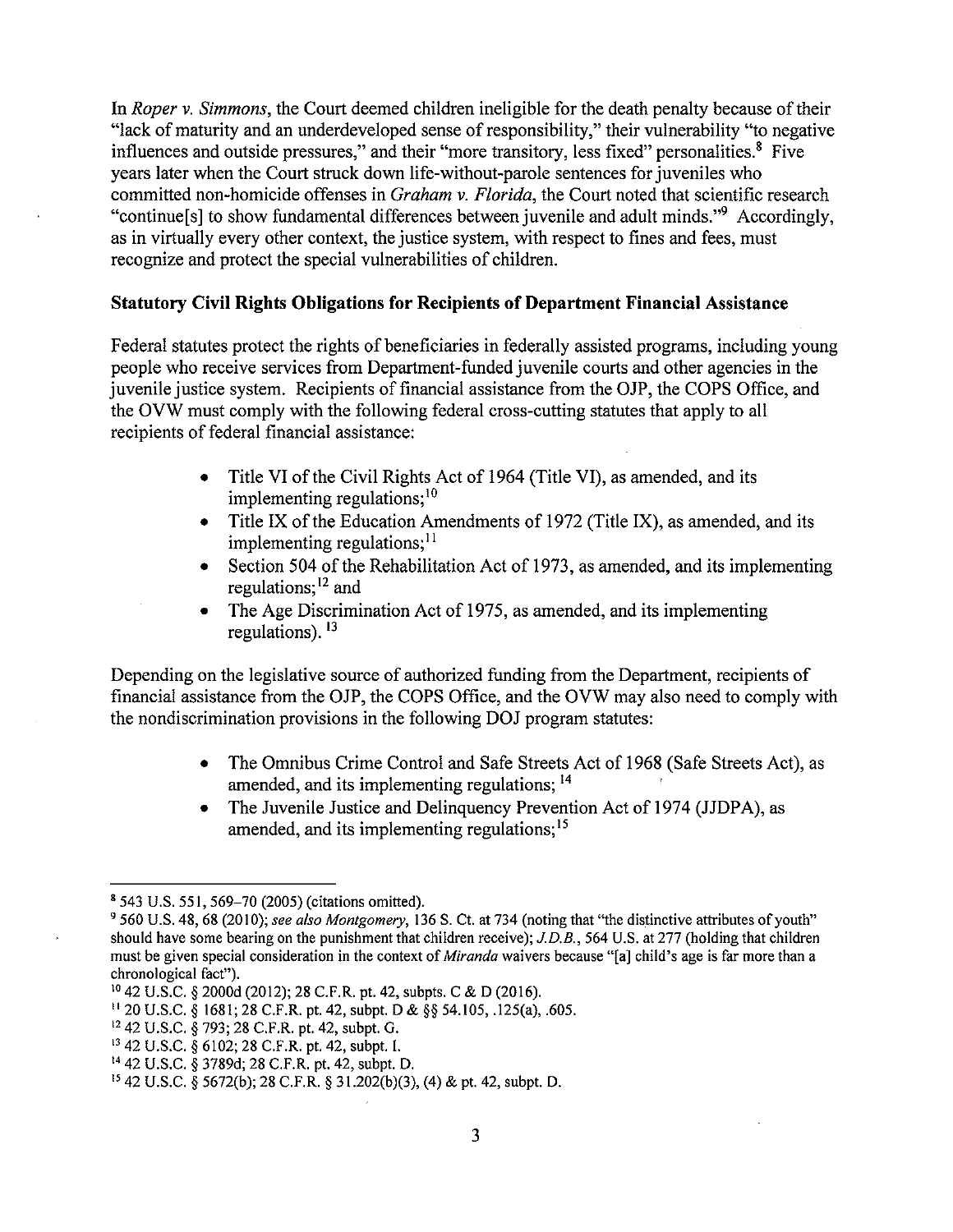In *Roper v. Simmons*, the Court deemed children ineligible for the death penalty because of their "lack of maturity and an underdeveloped sense of responsibility," their vulnerability "to negative influences and outside pressures," and their "more transitory, less fixed" personalities.[8] Five years later when the Court struck down life-without-parole sentences for juveniles who committed non-homicide offenses in *Graham v. Florida*, the Court noted that scientific research "continue[s] to show fundamental differences between juvenile and adult minds."[9] Accordingly, as in virtually every other context, the justice system, with respect to fines and fees, must recognize and protect the special vulnerabilities of children.

**Statutory Civil Rights Obligations for Recipients of Department Financial Assistance**

Federal statutes protect the rights of beneficiaries in federally assisted programs, including young people who receive services from Department-funded juvenile courts and other agencies in the juvenile justice system. Recipients of financial assistance from the OJP, the COPS Office, and the OVW must comply with the following federal cross-cutting statutes that apply to all recipients of federal financial assistance:

- Title VI of the Civil Rights Act of 1964 (Title VI), as amended, and its implementing regulations;[10]
- Title IX of the Education Amendments of 1972 (Title IX), as amended, and its implementing regulations;[11]
- Section 504 of the Rehabilitation Act of 1973, as amended, and its implementing regulations;[12] and
- The Age Discrimination Act of 1975, as amended, and its implementing regulations).[13]

Depending on the legislative source of authorized funding from the Department, recipients of financial assistance from the OJP, the COPS Office, and the OVW may also need to comply with the nondiscrimination provisions in the following DOJ program statutes:

- The Omnibus Crime Control and Safe Streets Act of 1968 (Safe Streets Act), as amended, and its implementing regulations;[14]
- The Juvenile Justice and Delinquency Prevention Act of 1974 (JJDPA), as amended, and its implementing regulations;[15]

---

[8] 543 U.S. 551, 569–70 (2005) (citations omitted).

[9] 560 U.S. 48, 68 (2010); *see also Montgomery*, 136 S. Ct. at 734 (noting that "the distinctive attributes of youth" should have some bearing on the punishment that children receive); *J.D.B.*, 564 U.S. at 277 (holding that children must be given special consideration in the context of *Miranda* waivers because "[a] child's age is far more than a chronological fact").

[10] 42 U.S.C. § 2000d (2012); 28 C.F.R. pt. 42, subpts. C & D (2016).

[11] 20 U.S.C. § 1681; 28 C.F.R. pt. 42, subpt. D & §§ 54.105, .125(a), .605.

[12] 42 U.S.C. § 793; 28 C.F.R. pt. 42, subpt. G.

[13] 42 U.S.C. § 6102; 28 C.F.R. pt. 42, subpt. I.

[14] 42 U.S.C. § 3789d; 28 C.F.R. pt. 42, subpt. D.

[15] 42 U.S.C. § 5672(b); 28 C.F.R. § 31.202(b)(3), (4) & pt. 42, subpt. D.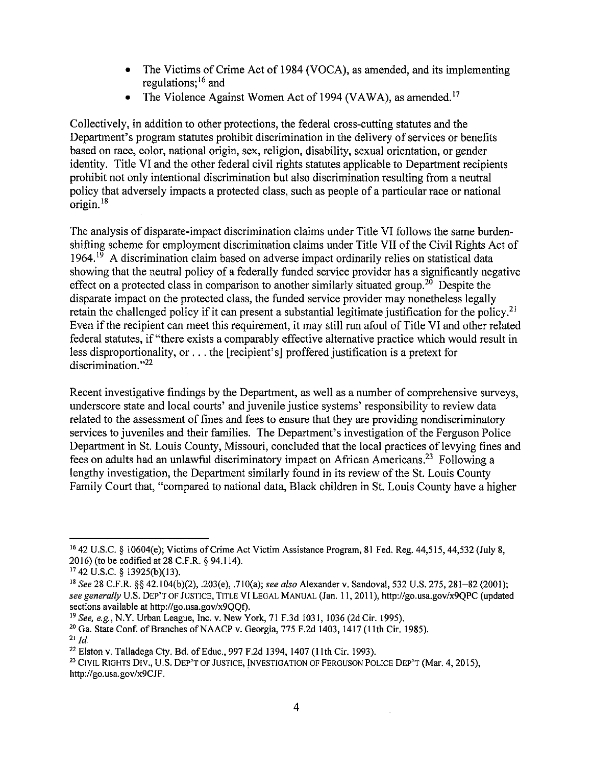- The Victims of Crime Act of 1984 (VOCA), as amended, and its implementing regulations;[16] and
- The Violence Against Women Act of 1994 (VAWA), as amended.[17]

Collectively, in addition to other protections, the federal cross-cutting statutes and the Department's program statutes prohibit discrimination in the delivery of services or benefits based on race, color, national origin, sex, religion, disability, sexual orientation, or gender identity. Title VI and the other federal civil rights statutes applicable to Department recipients prohibit not only intentional discrimination but also discrimination resulting from a neutral policy that adversely impacts a protected class, such as people of a particular race or national origin.[18]

The analysis of disparate-impact discrimination claims under Title VI follows the same burden-shifting scheme for employment discrimination claims under Title VII of the Civil Rights Act of 1964.[19] A discrimination claim based on adverse impact ordinarily relies on statistical data showing that the neutral policy of a federally funded service provider has a significantly negative effect on a protected class in comparison to another similarly situated group.[20] Despite the disparate impact on the protected class, the funded service provider may nonetheless legally retain the challenged policy if it can present a substantial legitimate justification for the policy.[21] Even if the recipient can meet this requirement, it may still run afoul of Title VI and other related federal statutes, if "there exists a comparably effective alternative practice which would result in less disproportionality, or . . . the [recipient's] proffered justification is a pretext for discrimination."[22]

Recent investigative findings by the Department, as well as a number of comprehensive surveys, underscore state and local courts' and juvenile justice systems' responsibility to review data related to the assessment of fines and fees to ensure that they are providing nondiscriminatory services to juveniles and their families. The Department's investigation of the Ferguson Police Department in St. Louis County, Missouri, concluded that the local practices of levying fines and fees on adults had an unlawful discriminatory impact on African Americans.[23] Following a lengthy investigation, the Department similarly found in its review of the St. Louis County Family Court that, "compared to national data, Black children in St. Louis County have a higher

---

[16] 42 U.S.C. § 10604(e); Victims of Crime Act Victim Assistance Program, 81 Fed. Reg. 44,515, 44,532 (July 8, 2016) (to be codified at 28 C.F.R. § 94.114).

[17] 42 U.S.C. § 13925(b)(13).

[18] *See* 28 C.F.R. §§ 42.104(b)(2), .203(e), .710(a); *see also* Alexander v. Sandoval, 532 U.S. 275, 281–82 (2001); *see generally* U.S. DEP'T OF JUSTICE, TITLE VI LEGAL MANUAL (Jan. 11, 2011), http://go.usa.gov/x9QPC (updated sections available at http://go.usa.gov/x9QQf).

[19] *See, e.g.*, N.Y. Urban League, Inc. v. New York, 71 F.3d 1031, 1036 (2d Cir. 1995).

[20] Ga. State Conf. of Branches of NAACP v. Georgia, 775 F.2d 1403, 1417 (11th Cir. 1985).

[21] *Id.*

[22] Elston v. Talladega Cty. Bd. of Educ., 997 F.2d 1394, 1407 (11th Cir. 1993).

[23] CIVIL RIGHTS DIV., U.S. DEP'T OF JUSTICE, INVESTIGATION OF FERGUSON POLICE DEP'T (Mar. 4, 2015), http://go.usa.gov/x9CJF.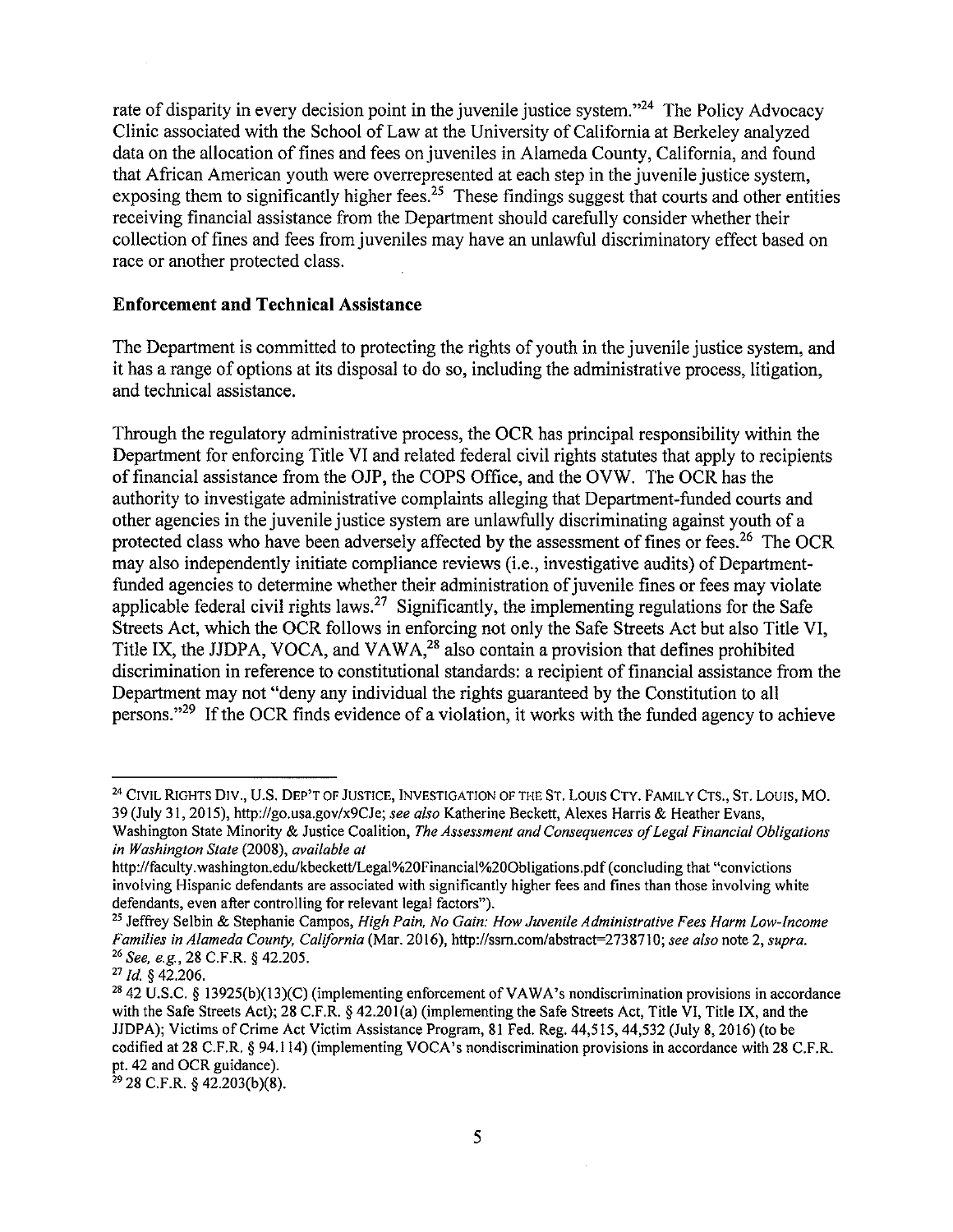rate of disparity in every decision point in the juvenile justice system."[24] The Policy Advocacy Clinic associated with the School of Law at the University of California at Berkeley analyzed data on the allocation of fines and fees on juveniles in Alameda County, California, and found that African American youth were overrepresented at each step in the juvenile justice system, exposing them to significantly higher fees.[25] These findings suggest that courts and other entities receiving financial assistance from the Department should carefully consider whether their collection of fines and fees from juveniles may have an unlawful discriminatory effect based on race or another protected class.

**Enforcement and Technical Assistance**

The Department is committed to protecting the rights of youth in the juvenile justice system, and it has a range of options at its disposal to do so, including the administrative process, litigation, and technical assistance.

Through the regulatory administrative process, the OCR has principal responsibility within the Department for enforcing Title VI and related federal civil rights statutes that apply to recipients of financial assistance from the OJP, the COPS Office, and the OVW. The OCR has the authority to investigate administrative complaints alleging that Department-funded courts and other agencies in the juvenile justice system are unlawfully discriminating against youth of a protected class who have been adversely affected by the assessment of fines or fees.[26] The OCR may also independently initiate compliance reviews (i.e., investigative audits) of Department-funded agencies to determine whether their administration of juvenile fines or fees may violate applicable federal civil rights laws.[27] Significantly, the implementing regulations for the Safe Streets Act, which the OCR follows in enforcing not only the Safe Streets Act but also Title VI, Title IX, the JJDPA, VOCA, and VAWA,[28] also contain a provision that defines prohibited discrimination in reference to constitutional standards: a recipient of financial assistance from the Department may not "deny any individual the rights guaranteed by the Constitution to all persons."[29] If the OCR finds evidence of a violation, it works with the funded agency to achieve

---

[24] Civil Rights Div., U.S. Dep't of Justice, Investigation of the St. Louis Cty. Family Cts., St. Louis, Mo. 39 (July 31, 2015), http://go.usa.gov/x9CJe; *see also* Katherine Beckett, Alexes Harris & Heather Evans, Washington State Minority & Justice Coalition, *The Assessment and Consequences of Legal Financial Obligations in Washington State* (2008), *available at* http://faculty.washington.edu/kbeckett/Legal%20Financial%20Obligations.pdf (concluding that "convictions involving Hispanic defendants are associated with significantly higher fees and fines than those involving white defendants, even after controlling for relevant legal factors").

[25] Jeffrey Selbin & Stephanie Campos, *High Pain, No Gain: How Juvenile Administrative Fees Harm Low-Income Families in Alameda County, California* (Mar. 2016), http://ssrn.com/abstract=2738710; *see also* note 2, *supra*.

[26] *See, e.g.*, 28 C.F.R. § 42.205.

[27] *Id.* § 42.206.

[28] 42 U.S.C. § 13925(b)(13)(C) (implementing enforcement of VAWA's nondiscrimination provisions in accordance with the Safe Streets Act); 28 C.F.R. § 42.201(a) (implementing the Safe Streets Act, Title VI, Title IX, and the JJDPA); Victims of Crime Act Victim Assistance Program, 81 Fed. Reg. 44,515, 44,532 (July 8, 2016) (to be codified at 28 C.F.R. § 94.114) (implementing VOCA's nondiscrimination provisions in accordance with 28 C.F.R. pt. 42 and OCR guidance).

[29] 28 C.F.R. § 42.203(b)(8).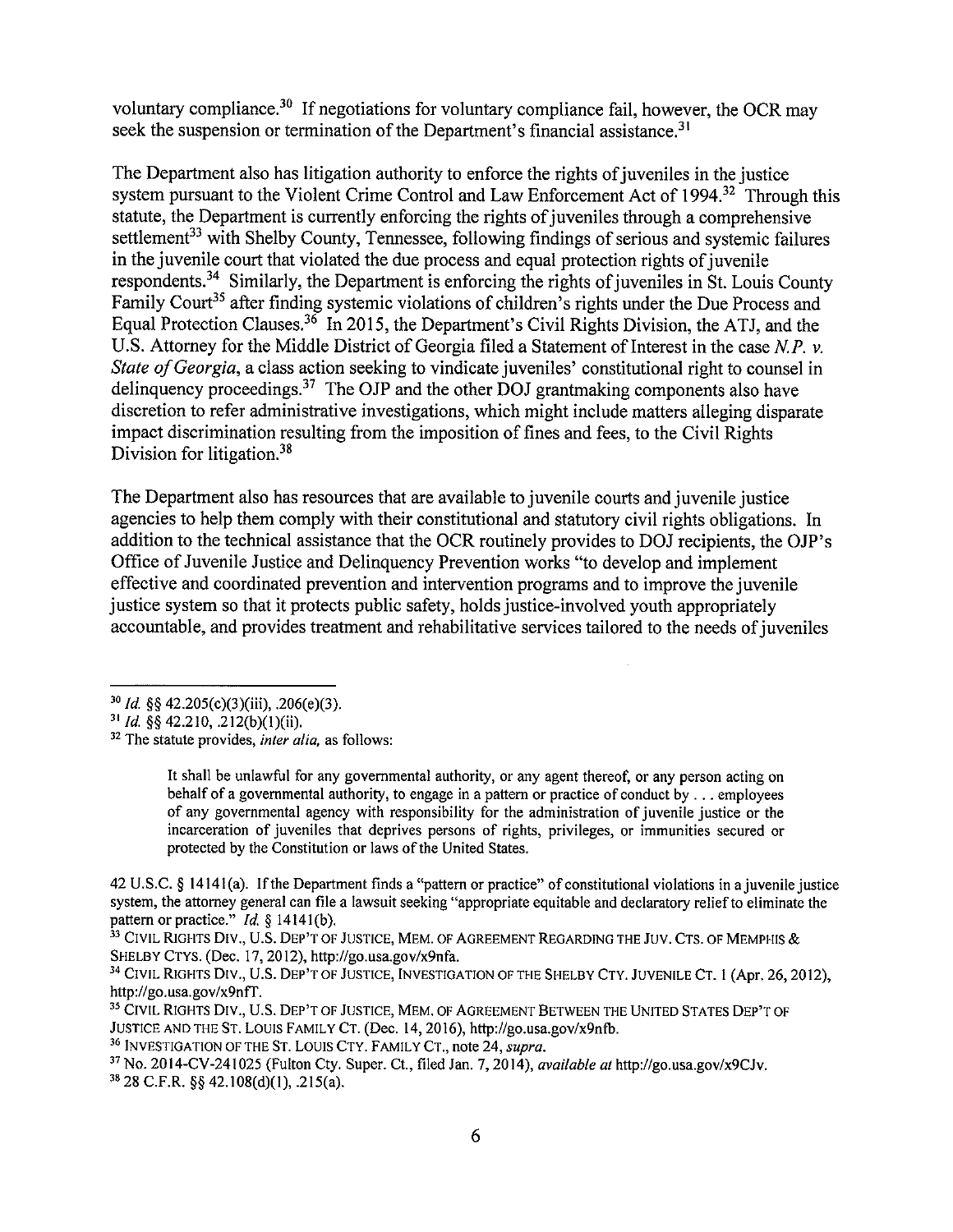voluntary compliance.[30] If negotiations for voluntary compliance fail, however, the OCR may seek the suspension or termination of the Department's financial assistance.[31]

The Department also has litigation authority to enforce the rights of juveniles in the justice system pursuant to the Violent Crime Control and Law Enforcement Act of 1994.[32] Through this statute, the Department is currently enforcing the rights of juveniles through a comprehensive settlement[33] with Shelby County, Tennessee, following findings of serious and systemic failures in the juvenile court that violated the due process and equal protection rights of juvenile respondents.[34] Similarly, the Department is enforcing the rights of juveniles in St. Louis County Family Court[35] after finding systemic violations of children's rights under the Due Process and Equal Protection Clauses.[36] In 2015, the Department's Civil Rights Division, the ATJ, and the U.S. Attorney for the Middle District of Georgia filed a Statement of Interest in the case *N.P. v. State of Georgia*, a class action seeking to vindicate juveniles' constitutional right to counsel in delinquency proceedings.[37] The OJP and the other DOJ grantmaking components also have discretion to refer administrative investigations, which might include matters alleging disparate impact discrimination resulting from the imposition of fines and fees, to the Civil Rights Division for litigation.[38]

The Department also has resources that are available to juvenile courts and juvenile justice agencies to help them comply with their constitutional and statutory civil rights obligations. In addition to the technical assistance that the OCR routinely provides to DOJ recipients, the OJP's Office of Juvenile Justice and Delinquency Prevention works "to develop and implement effective and coordinated prevention and intervention programs and to improve the juvenile justice system so that it protects public safety, holds justice-involved youth appropriately accountable, and provides treatment and rehabilitative services tailored to the needs of juveniles

---

[30] *Id.* §§ 42.205(c)(3)(iii), .206(e)(3).

[31] *Id.* §§ 42.210, .212(b)(1)(ii).

[32] The statute provides, *inter alia*, as follows:

> It shall be unlawful for any governmental authority, or any agent thereof, or any person acting on behalf of a governmental authority, to engage in a pattern or practice of conduct by . . . employees of any governmental agency with responsibility for the administration of juvenile justice or the incarceration of juveniles that deprives persons of rights, privileges, or immunities secured or protected by the Constitution or laws of the United States.

42 U.S.C. § 14141(a). If the Department finds a "pattern or practice" of constitutional violations in a juvenile justice system, the attorney general can file a lawsuit seeking "appropriate equitable and declaratory relief to eliminate the pattern or practice." *Id.* § 14141(b).

[33] CIVIL RIGHTS DIV., U.S. DEP'T OF JUSTICE, MEM. OF AGREEMENT REGARDING THE JUV. CTS. OF MEMPHIS & SHELBY CTYS. (Dec. 17, 2012), http://go.usa.gov/x9nfa.

[34] CIVIL RIGHTS DIV., U.S. DEP'T OF JUSTICE, INVESTIGATION OF THE SHELBY CTY. JUVENILE CT. 1 (Apr. 26, 2012), http://go.usa.gov/x9nfT.

[35] CIVIL RIGHTS DIV., U.S. DEP'T OF JUSTICE, MEM. OF AGREEMENT BETWEEN THE UNITED STATES DEP'T OF JUSTICE AND THE ST. LOUIS FAMILY CT. (Dec. 14, 2016), http://go.usa.gov/x9nfb.

[36] INVESTIGATION OF THE ST. LOUIS CTY. FAMILY CT., note 24, *supra*.

[37] No. 2014-CV-241025 (Fulton Cty. Super. Ct., filed Jan. 7, 2014), *available at* http://go.usa.gov/x9CJv.

[38] 28 C.F.R. §§ 42.108(d)(1), .215(a).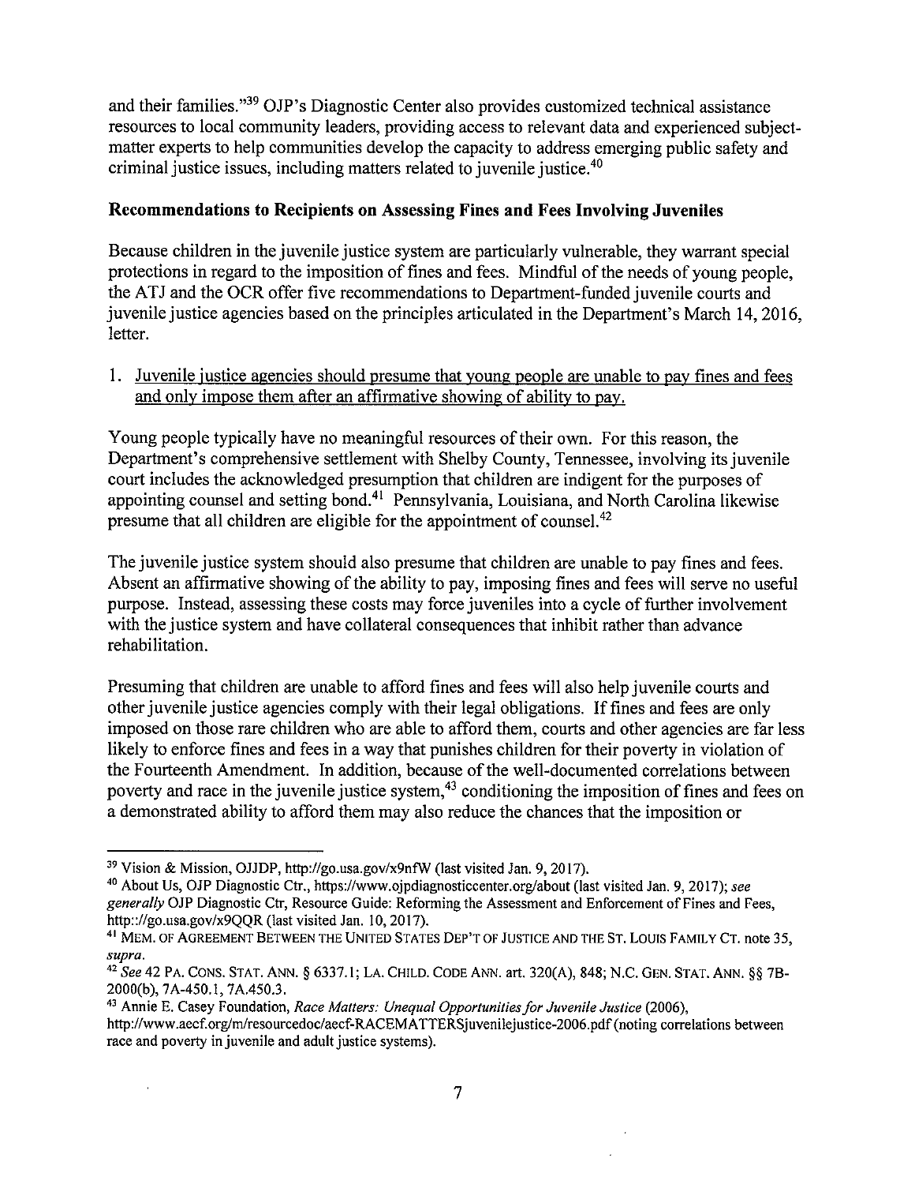and their families."[39] OJP's Diagnostic Center also provides customized technical assistance resources to local community leaders, providing access to relevant data and experienced subject-matter experts to help communities develop the capacity to address emerging public safety and criminal justice issues, including matters related to juvenile justice.[40]

**Recommendations to Recipients on Assessing Fines and Fees Involving Juveniles**

Because children in the juvenile justice system are particularly vulnerable, they warrant special protections in regard to the imposition of fines and fees. Mindful of the needs of young people, the ATJ and the OCR offer five recommendations to Department-funded juvenile courts and juvenile justice agencies based on the principles articulated in the Department's March 14, 2016, letter.

1. Juvenile justice agencies should presume that young people are unable to pay fines and fees and only impose them after an affirmative showing of ability to pay.

Young people typically have no meaningful resources of their own. For this reason, the Department's comprehensive settlement with Shelby County, Tennessee, involving its juvenile court includes the acknowledged presumption that children are indigent for the purposes of appointing counsel and setting bond.[41] Pennsylvania, Louisiana, and North Carolina likewise presume that all children are eligible for the appointment of counsel.[42]

The juvenile justice system should also presume that children are unable to pay fines and fees. Absent an affirmative showing of the ability to pay, imposing fines and fees will serve no useful purpose. Instead, assessing these costs may force juveniles into a cycle of further involvement with the justice system and have collateral consequences that inhibit rather than advance rehabilitation.

Presuming that children are unable to afford fines and fees will also help juvenile courts and other juvenile justice agencies comply with their legal obligations. If fines and fees are only imposed on those rare children who are able to afford them, courts and other agencies are far less likely to enforce fines and fees in a way that punishes children for their poverty in violation of the Fourteenth Amendment. In addition, because of the well-documented correlations between poverty and race in the juvenile justice system,[43] conditioning the imposition of fines and fees on a demonstrated ability to afford them may also reduce the chances that the imposition or

---

[39] Vision & Mission, OJJDP, http://go.usa.gov/x9nfW (last visited Jan. 9, 2017).

[40] About Us, OJP Diagnostic Ctr., https://www.ojpdiagnosticcenter.org/about (last visited Jan. 9, 2017); *see generally* OJP Diagnostic Ctr, Resource Guide: Reforming the Assessment and Enforcement of Fines and Fees, http://go.usa.gov/x9QQR (last visited Jan. 10, 2017).

[41] MEM. OF AGREEMENT BETWEEN THE UNITED STATES DEP'T OF JUSTICE AND THE ST. LOUIS FAMILY CT. note 35, *supra*.

[42] *See* 42 PA. CONS. STAT. ANN. § 6337.1; LA. CHILD. CODE ANN. art. 320(A), 848; N.C. GEN. STAT. ANN. §§ 7B-2000(b), 7A-450.1, 7A.450.3.

[43] Annie E. Casey Foundation, *Race Matters: Unequal Opportunities for Juvenile Justice* (2006), http://www.aecf.org/m/resourcedoc/aecf-RACEMATTERSjuvenilejustice-2006.pdf (noting correlations between race and poverty in juvenile and adult justice systems).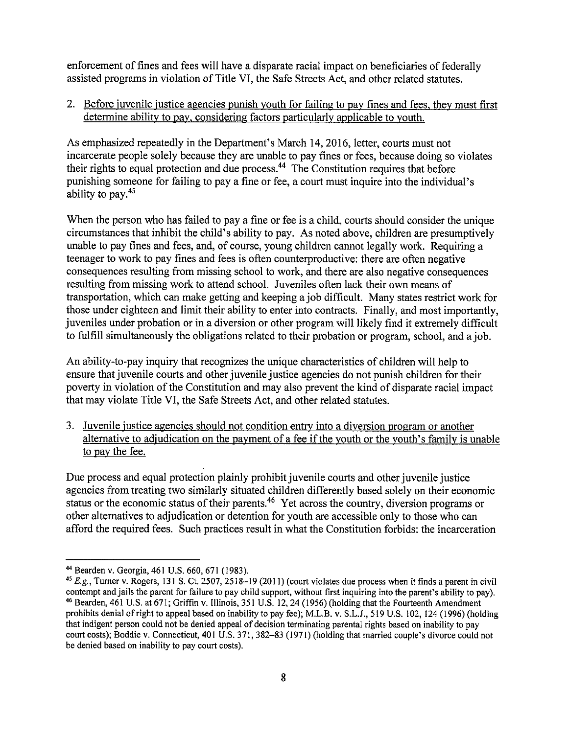enforcement of fines and fees will have a disparate racial impact on beneficiaries of federally assisted programs in violation of Title VI, the Safe Streets Act, and other related statutes.

2. <u>Before juvenile justice agencies punish youth for failing to pay fines and fees, they must first determine ability to pay, considering factors particularly applicable to youth.</u>

As emphasized repeatedly in the Department's March 14, 2016, letter, courts must not incarcerate people solely because they are unable to pay fines or fees, because doing so violates their rights to equal protection and due process.[44] The Constitution requires that before punishing someone for failing to pay a fine or fee, a court must inquire into the individual's ability to pay.[45]

When the person who has failed to pay a fine or fee is a child, courts should consider the unique circumstances that inhibit the child's ability to pay. As noted above, children are presumptively unable to pay fines and fees, and, of course, young children cannot legally work. Requiring a teenager to work to pay fines and fees is often counterproductive: there are often negative consequences resulting from missing school to work, and there are also negative consequences resulting from missing work to attend school. Juveniles often lack their own means of transportation, which can make getting and keeping a job difficult. Many states restrict work for those under eighteen and limit their ability to enter into contracts. Finally, and most importantly, juveniles under probation or in a diversion or other program will likely find it extremely difficult to fulfill simultaneously the obligations related to their probation or program, school, and a job.

An ability-to-pay inquiry that recognizes the unique characteristics of children will help to ensure that juvenile courts and other juvenile justice agencies do not punish children for their poverty in violation of the Constitution and may also prevent the kind of disparate racial impact that may violate Title VI, the Safe Streets Act, and other related statutes.

3. <u>Juvenile justice agencies should not condition entry into a diversion program or another alternative to adjudication on the payment of a fee if the youth or the youth's family is unable to pay the fee.</u>

Due process and equal protection plainly prohibit juvenile courts and other juvenile justice agencies from treating two similarly situated children differently based solely on their economic status or the economic status of their parents.[46] Yet across the country, diversion programs or other alternatives to adjudication or detention for youth are accessible only to those who can afford the required fees. Such practices result in what the Constitution forbids: the incarceration

---

[44] Bearden v. Georgia, 461 U.S. 660, 671 (1983).

[45] *E.g.*, Turner v. Rogers, 131 S. Ct. 2507, 2518–19 (2011) (court violates due process when it finds a parent in civil contempt and jails the parent for failure to pay child support, without first inquiring into the parent's ability to pay).

[46] Bearden, 461 U.S. at 671; Griffin v. Illinois, 351 U.S. 12, 24 (1956) (holding that the Fourteenth Amendment prohibits denial of right to appeal based on inability to pay fee); M.L.B. v. S.L.J., 519 U.S. 102, 124 (1996) (holding that indigent person could not be denied appeal of decision terminating parental rights based on inability to pay court costs); Boddie v. Connecticut, 401 U.S. 371, 382–83 (1971) (holding that married couple's divorce could not be denied based on inability to pay court costs).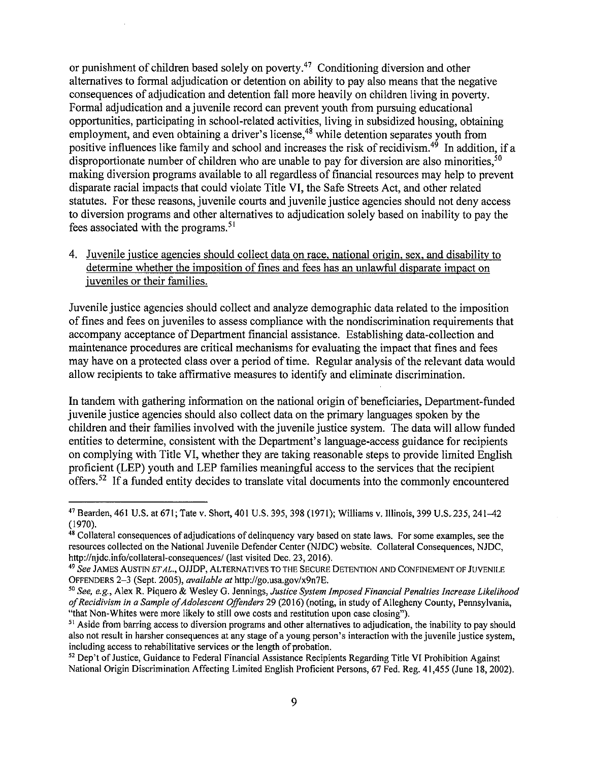or punishment of children based solely on poverty.[47] Conditioning diversion and other alternatives to formal adjudication or detention on ability to pay also means that the negative consequences of adjudication and detention fall more heavily on children living in poverty. Formal adjudication and a juvenile record can prevent youth from pursuing educational opportunities, participating in school-related activities, living in subsidized housing, obtaining employment, and even obtaining a driver's license,[48] while detention separates youth from positive influences like family and school and increases the risk of recidivism.[49] In addition, if a disproportionate number of children who are unable to pay for diversion are also minorities,[50] making diversion programs available to all regardless of financial resources may help to prevent disparate racial impacts that could violate Title VI, the Safe Streets Act, and other related statutes. For these reasons, juvenile courts and juvenile justice agencies should not deny access to diversion programs and other alternatives to adjudication solely based on inability to pay the fees associated with the programs.[51]

4. <u>Juvenile justice agencies should collect data on race, national origin, sex, and disability to determine whether the imposition of fines and fees has an unlawful disparate impact on juveniles or their families.</u>

Juvenile justice agencies should collect and analyze demographic data related to the imposition of fines and fees on juveniles to assess compliance with the nondiscrimination requirements that accompany acceptance of Department financial assistance. Establishing data-collection and maintenance procedures are critical mechanisms for evaluating the impact that fines and fees may have on a protected class over a period of time. Regular analysis of the relevant data would allow recipients to take affirmative measures to identify and eliminate discrimination.

In tandem with gathering information on the national origin of beneficiaries, Department-funded juvenile justice agencies should also collect data on the primary languages spoken by the children and their families involved with the juvenile justice system. The data will allow funded entities to determine, consistent with the Department's language-access guidance for recipients on complying with Title VI, whether they are taking reasonable steps to provide limited English proficient (LEP) youth and LEP families meaningful access to the services that the recipient offers.[52] If a funded entity decides to translate vital documents into the commonly encountered

---

[47] Bearden, 461 U.S. at 671; Tate v. Short, 401 U.S. 395, 398 (1971); Williams v. Illinois, 399 U.S. 235, 241–42 (1970).

[48] Collateral consequences of adjudications of delinquency vary based on state laws. For some examples, see the resources collected on the National Juvenile Defender Center (NJDC) website. Collateral Consequences, NJDC, http://njdc.info/collateral-consequences/ (last visited Dec. 23, 2016).

[49] *See* JAMES AUSTIN *ET AL.*, OJJDP, ALTERNATIVES TO THE SECURE DETENTION AND CONFINEMENT OF JUVENILE OFFENDERS 2–3 (Sept. 2005), *available at* http://go.usa.gov/x9n7E.

[50] *See, e.g.*, Alex R. Piquero & Wesley G. Jennings, *Justice System Imposed Financial Penalties Increase Likelihood of Recidivism in a Sample of Adolescent Offenders* 29 (2016) (noting, in study of Allegheny County, Pennsylvania, "that Non-Whites were more likely to still owe costs and restitution upon case closing").

[51] Aside from barring access to diversion programs and other alternatives to adjudication, the inability to pay should also not result in harsher consequences at any stage of a young person's interaction with the juvenile justice system, including access to rehabilitative services or the length of probation.

[52] Dep't of Justice, Guidance to Federal Financial Assistance Recipients Regarding Title VI Prohibition Against National Origin Discrimination Affecting Limited English Proficient Persons, 67 Fed. Reg. 41,455 (June 18, 2002).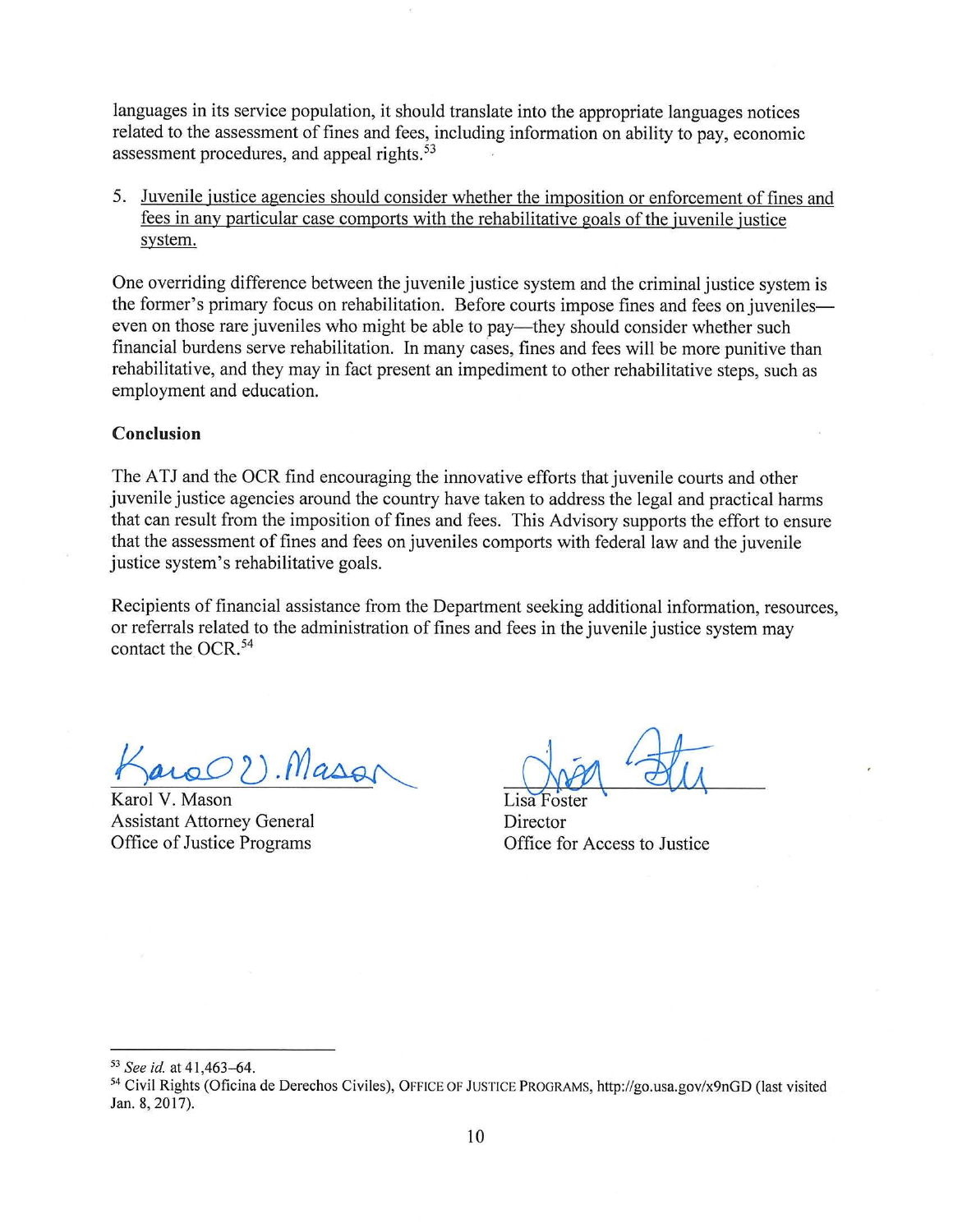languages in its service population, it should translate into the appropriate languages notices related to the assessment of fines and fees, including information on ability to pay, economic assessment procedures, and appeal rights.[53]

5. Juvenile justice agencies should consider whether the imposition or enforcement of fines and fees in any particular case comports with the rehabilitative goals of the juvenile justice system.

One overriding difference between the juvenile justice system and the criminal justice system is the former's primary focus on rehabilitation. Before courts impose fines and fees on juveniles—even on those rare juveniles who might be able to pay—they should consider whether such financial burdens serve rehabilitation. In many cases, fines and fees will be more punitive than rehabilitative, and they may in fact present an impediment to other rehabilitative steps, such as employment and education.

**Conclusion**

The ATJ and the OCR find encouraging the innovative efforts that juvenile courts and other juvenile justice agencies around the country have taken to address the legal and practical harms that can result from the imposition of fines and fees. This Advisory supports the effort to ensure that the assessment of fines and fees on juveniles comports with federal law and the juvenile justice system's rehabilitative goals.

Recipients of financial assistance from the Department seeking additional information, resources, or referrals related to the administration of fines and fees in the juvenile justice system may contact the OCR.[54]

Karol V. Mason
Assistant Attorney General
Office of Justice Programs

Lisa Foster
Director
Office for Access to Justice

[53] *See id.* at 41,463–64.

[54] Civil Rights (Oficina de Derechos Civiles), OFFICE OF JUSTICE PROGRAMS, http://go.usa.gov/x9nGD (last visited Jan. 8, 2017).